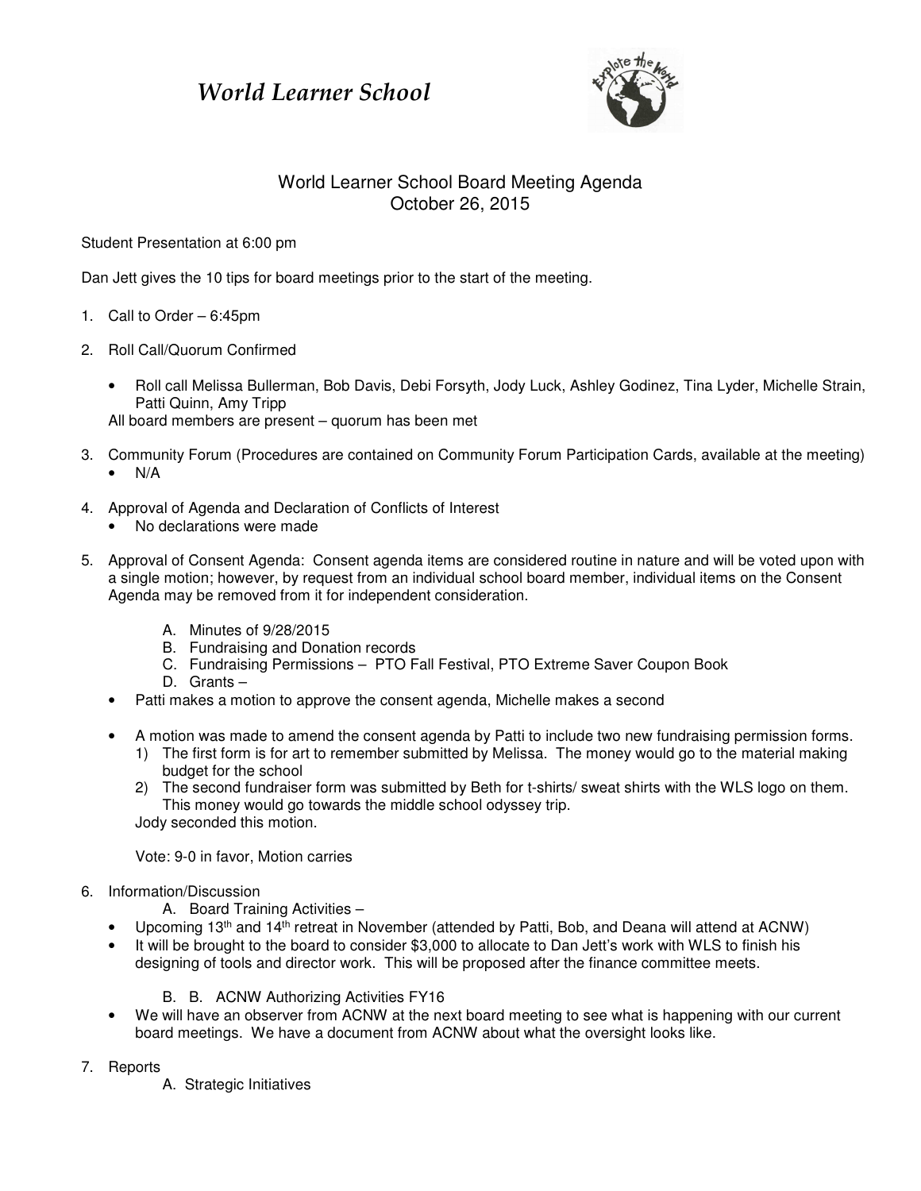# *World Learner School*

World Learner School Board Meeting Agenda
October 26, 2015

Student Presentation at 6:00 pm

Dan Jett gives the 10 tips for board meetings prior to the start of the meeting.

1. Call to Order – 6:45pm

2. Roll Call/Quorum Confirmed

   - Roll call Melissa Bullerman, Bob Davis, Debi Forsyth, Jody Luck, Ashley Godinez, Tina Lyder, Michelle Strain, Patti Quinn, Amy Tripp

   All board members are present – quorum has been met

3. Community Forum (Procedures are contained on Community Forum Participation Cards, available at the meeting)
   - N/A

4. Approval of Agenda and Declaration of Conflicts of Interest
   - No declarations were made

5. Approval of Consent Agenda: Consent agenda items are considered routine in nature and will be voted upon with a single motion; however, by request from an individual school board member, individual items on the Consent Agenda may be removed from it for independent consideration.

   A. Minutes of 9/28/2015
   B. Fundraising and Donation records
   C. Fundraising Permissions – PTO Fall Festival, PTO Extreme Saver Coupon Book
   D. Grants –

   - Patti makes a motion to approve the consent agenda, Michelle makes a second

   - A motion was made to amend the consent agenda by Patti to include two new fundraising permission forms.
     1) The first form is for art to remember submitted by Melissa. The money would go to the material making budget for the school
     2) The second fundraiser form was submitted by Beth for t-shirts/ sweat shirts with the WLS logo on them. This money would go towards the middle school odyssey trip.

     Jody seconded this motion.

   Vote: 9-0 in favor, Motion carries

6. Information/Discussion

   A. Board Training Activities –

   - Upcoming 13th and 14th retreat in November (attended by Patti, Bob, and Deana will attend at ACNW)
   - It will be brought to the board to consider $3,000 to allocate to Dan Jett's work with WLS to finish his designing of tools and director work. This will be proposed after the finance committee meets.

   B. B. ACNW Authorizing Activities FY16

   - We will have an observer from ACNW at the next board meeting to see what is happening with our current board meetings. We have a document from ACNW about what the oversight looks like.

7. Reports

   A. Strategic Initiatives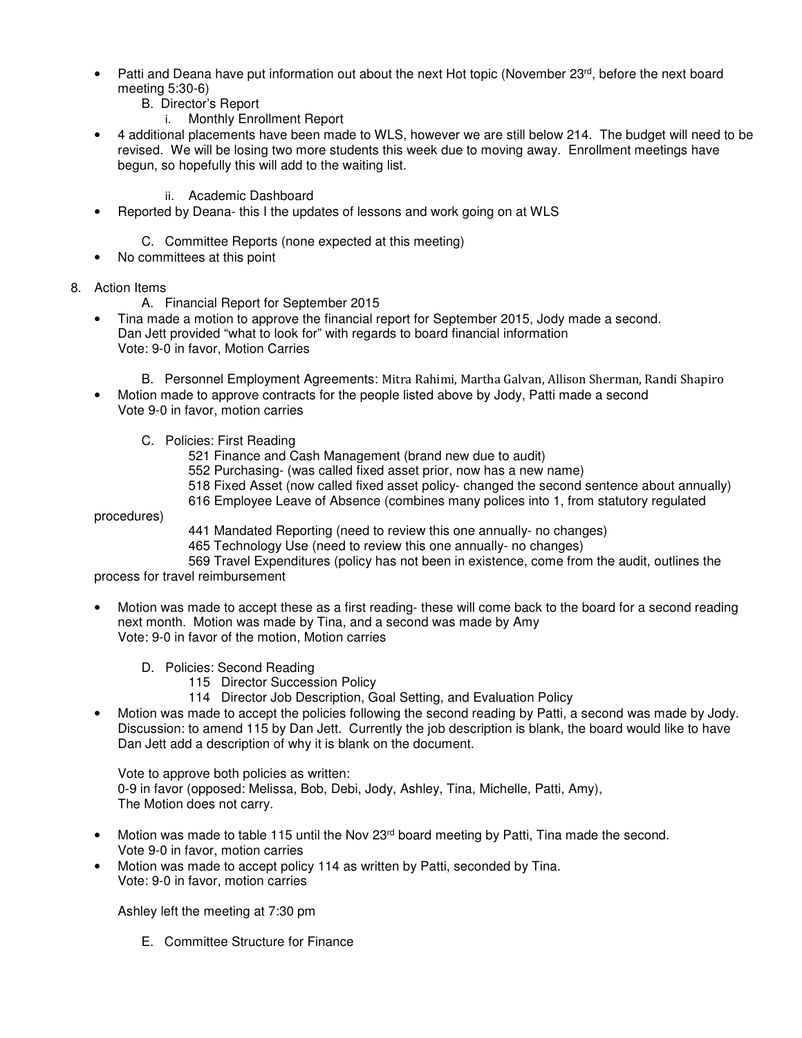- Patti and Deana have put information out about the next Hot topic (November 23rd, before the next board meeting 5:30-6)

   B. Director's Report

      i. Monthly Enrollment Report

- 4 additional placements have been made to WLS, however we are still below 214. The budget will need to be revised. We will be losing two more students this week due to moving away. Enrollment meetings have begun, so hopefully this will add to the waiting list.

      ii. Academic Dashboard

- Reported by Deana- this I the updates of lessons and work going on at WLS

   C. Committee Reports (none expected at this meeting)

- No committees at this point

8. Action Items

   A. Financial Report for September 2015

- Tina made a motion to approve the financial report for September 2015, Jody made a second.
  Dan Jett provided "what to look for" with regards to board financial information
  Vote: 9-0 in favor, Motion Carries

   B. Personnel Employment Agreements: Mitra Rahimi, Martha Galvan, Allison Sherman, Randi Shapiro

- Motion made to approve contracts for the people listed above by Jody, Patti made a second
  Vote 9-0 in favor, motion carries

   C. Policies: First Reading

      521 Finance and Cash Management (brand new due to audit)
      552 Purchasing- (was called fixed asset prior, now has a new name)
      518 Fixed Asset (now called fixed asset policy- changed the second sentence about annually)
      616 Employee Leave of Absence (combines many polices into 1, from statutory regulated procedures)
      441 Mandated Reporting (need to review this one annually- no changes)
      465 Technology Use (need to review this one annually- no changes)
      569 Travel Expenditures (policy has not been in existence, come from the audit, outlines the process for travel reimbursement

- Motion was made to accept these as a first reading- these will come back to the board for a second reading next month. Motion was made by Tina, and a second was made by Amy
  Vote: 9-0 in favor of the motion, Motion carries

   D. Policies: Second Reading

      115 Director Succession Policy
      114 Director Job Description, Goal Setting, and Evaluation Policy

- Motion was made to accept the policies following the second reading by Patti, a second was made by Jody.
  Discussion: to amend 115 by Dan Jett. Currently the job description is blank, the board would like to have Dan Jett add a description of why it is blank on the document.

  Vote to approve both policies as written:
  0-9 in favor (opposed: Melissa, Bob, Debi, Jody, Ashley, Tina, Michelle, Patti, Amy),
  The Motion does not carry.

- Motion was made to table 115 until the Nov 23rd board meeting by Patti, Tina made the second.
  Vote 9-0 in favor, motion carries
- Motion was made to accept policy 114 as written by Patti, seconded by Tina.
  Vote: 9-0 in favor, motion carries

  Ashley left the meeting at 7:30 pm

   E. Committee Structure for Finance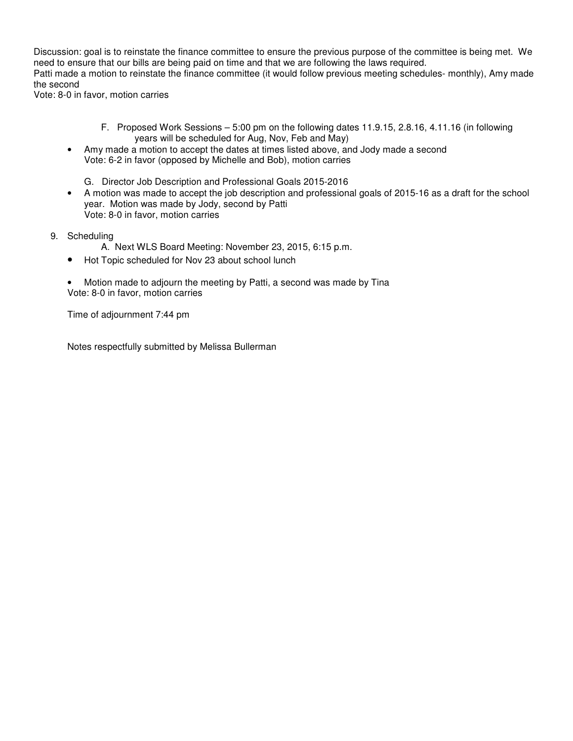Discussion: goal is to reinstate the finance committee to ensure the previous purpose of the committee is being met. We need to ensure that our bills are being paid on time and that we are following the laws required.
Patti made a motion to reinstate the finance committee (it would follow previous meeting schedules- monthly), Amy made the second
Vote: 8-0 in favor, motion carries

F. Proposed Work Sessions – 5:00 pm on the following dates 11.9.15, 2.8.16, 4.11.16 (in following years will be scheduled for Aug, Nov, Feb and May)

- Amy made a motion to accept the dates at times listed above, and Jody made a second
  Vote: 6-2 in favor (opposed by Michelle and Bob), motion carries

G. Director Job Description and Professional Goals 2015-2016

- A motion was made to accept the job description and professional goals of 2015-16 as a draft for the school year. Motion was made by Jody, second by Patti
  Vote: 8-0 in favor, motion carries

9. Scheduling
   A. Next WLS Board Meeting: November 23, 2015, 6:15 p.m.
   - Hot Topic scheduled for Nov 23 about school lunch

   - Motion made to adjourn the meeting by Patti, a second was made by Tina
   Vote: 8-0 in favor, motion carries

   Time of adjournment 7:44 pm

   Notes respectfully submitted by Melissa Bullerman